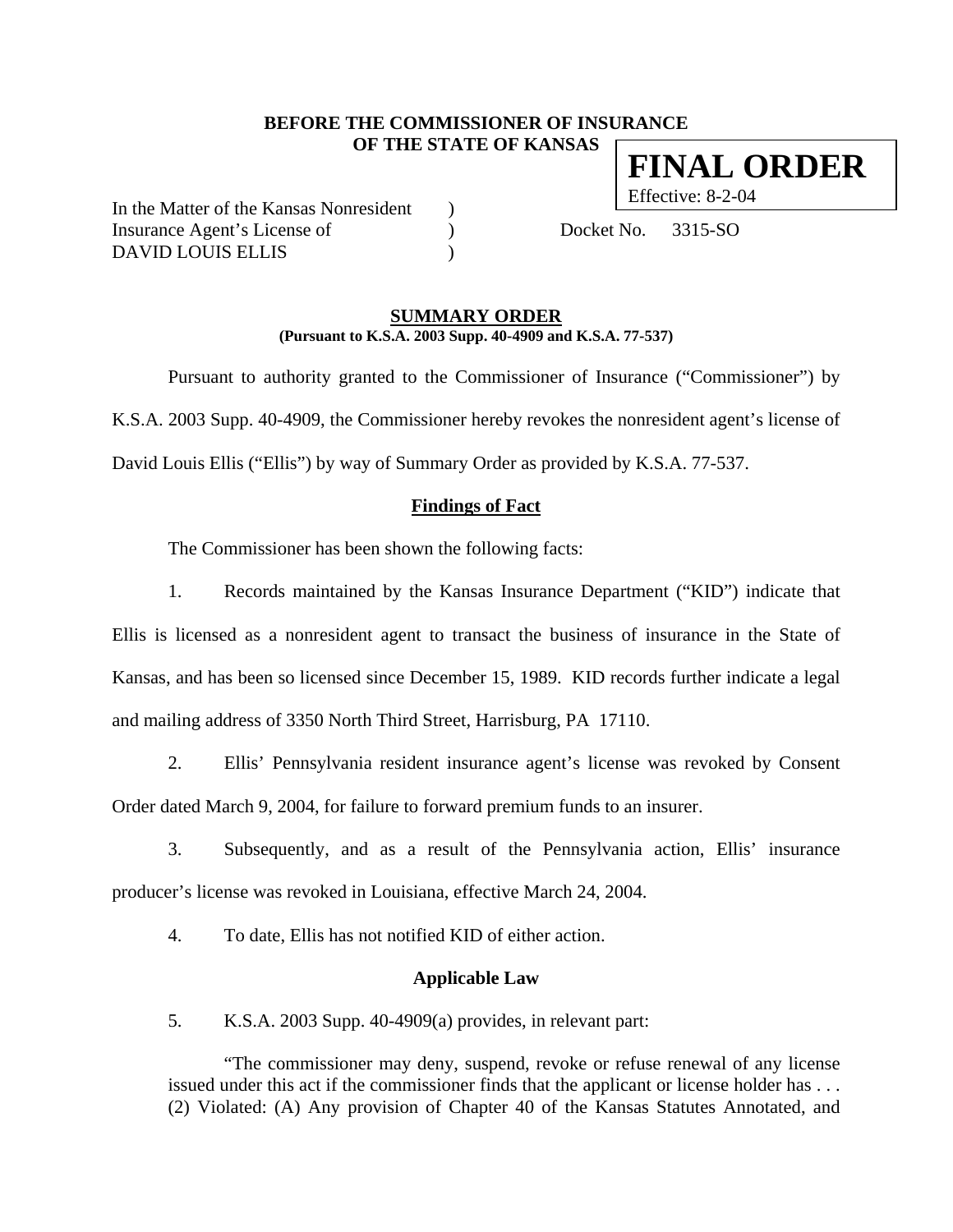**BEFORE THE COMMISSIONER OF INSURANCE**
**OF THE STATE OF KANSAS**

**FINAL ORDER**
Effective: 8-2-04

In the Matter of the Kansas Nonresident )
Insurance Agent's License of ) Docket No. 3315-SO
DAVID LOUIS ELLIS )

## SUMMARY ORDER

**(Pursuant to K.S.A. 2003 Supp. 40-4909 and K.S.A. 77-537)**

Pursuant to authority granted to the Commissioner of Insurance ("Commissioner") by K.S.A. 2003 Supp. 40-4909, the Commissioner hereby revokes the nonresident agent's license of David Louis Ellis ("Ellis") by way of Summary Order as provided by K.S.A. 77-537.

### Findings of Fact

The Commissioner has been shown the following facts:

1. Records maintained by the Kansas Insurance Department ("KID") indicate that Ellis is licensed as a nonresident agent to transact the business of insurance in the State of Kansas, and has been so licensed since December 15, 1989. KID records further indicate a legal and mailing address of 3350 North Third Street, Harrisburg, PA 17110.

2. Ellis' Pennsylvania resident insurance agent's license was revoked by Consent Order dated March 9, 2004, for failure to forward premium funds to an insurer.

3. Subsequently, and as a result of the Pennsylvania action, Ellis' insurance producer's license was revoked in Louisiana, effective March 24, 2004.

4. To date, Ellis has not notified KID of either action.

### Applicable Law

5. K.S.A. 2003 Supp. 40-4909(a) provides, in relevant part:

> "The commissioner may deny, suspend, revoke or refuse renewal of any license issued under this act if the commissioner finds that the applicant or license holder has . . . (2) Violated: (A) Any provision of Chapter 40 of the Kansas Statutes Annotated, and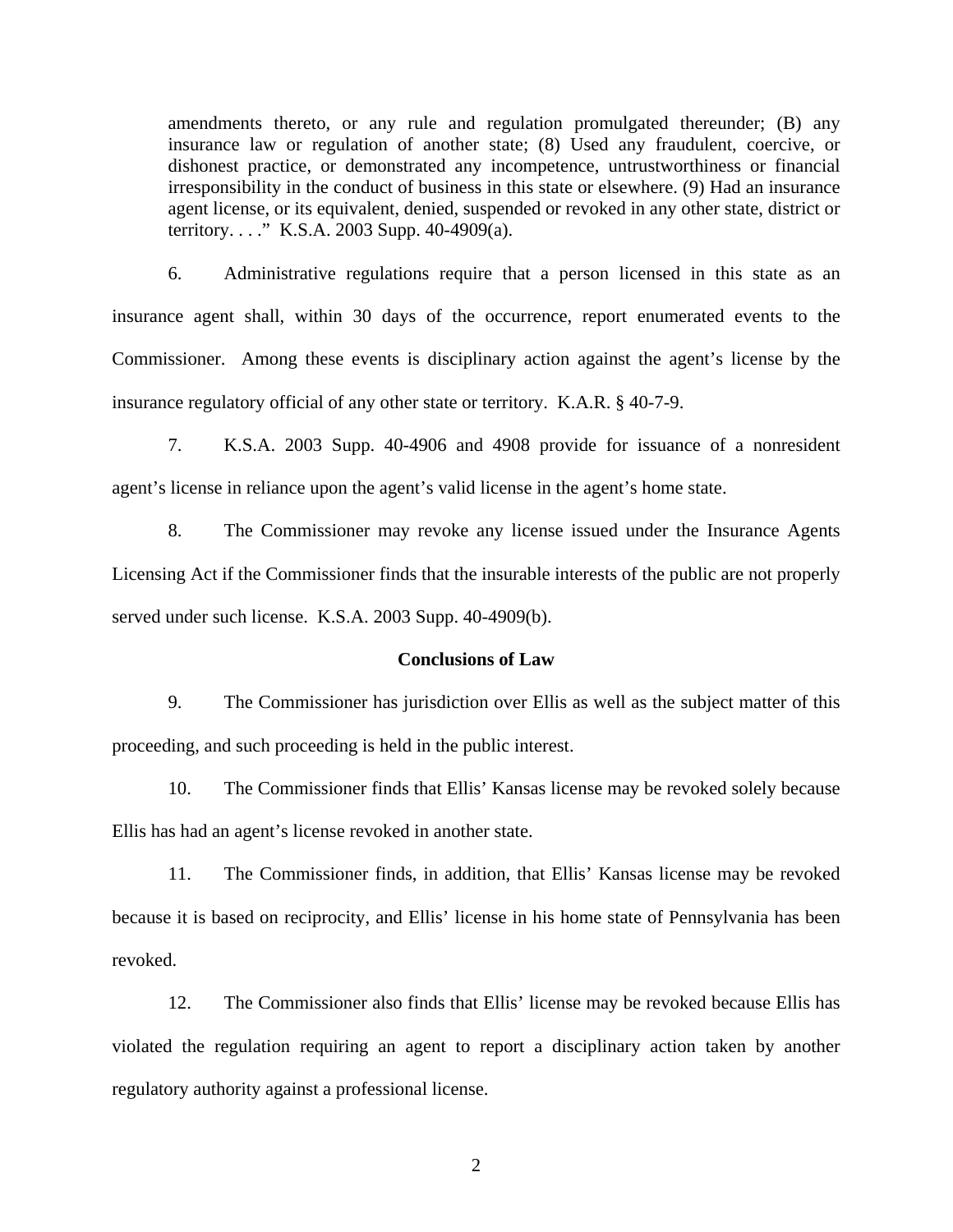amendments thereto, or any rule and regulation promulgated thereunder; (B) any insurance law or regulation of another state; (8) Used any fraudulent, coercive, or dishonest practice, or demonstrated any incompetence, untrustworthiness or financial irresponsibility in the conduct of business in this state or elsewhere. (9) Had an insurance agent license, or its equivalent, denied, suspended or revoked in any other state, district or territory. . . ." K.S.A. 2003 Supp. 40-4909(a).

6. Administrative regulations require that a person licensed in this state as an insurance agent shall, within 30 days of the occurrence, report enumerated events to the Commissioner. Among these events is disciplinary action against the agent's license by the insurance regulatory official of any other state or territory. K.A.R. § 40-7-9.

7. K.S.A. 2003 Supp. 40-4906 and 4908 provide for issuance of a nonresident agent's license in reliance upon the agent's valid license in the agent's home state.

8. The Commissioner may revoke any license issued under the Insurance Agents Licensing Act if the Commissioner finds that the insurable interests of the public are not properly served under such license. K.S.A. 2003 Supp. 40-4909(b).

**Conclusions of Law**

9. The Commissioner has jurisdiction over Ellis as well as the subject matter of this proceeding, and such proceeding is held in the public interest.

10. The Commissioner finds that Ellis' Kansas license may be revoked solely because Ellis has had an agent's license revoked in another state.

11. The Commissioner finds, in addition, that Ellis' Kansas license may be revoked because it is based on reciprocity, and Ellis' license in his home state of Pennsylvania has been revoked.

12. The Commissioner also finds that Ellis' license may be revoked because Ellis has violated the regulation requiring an agent to report a disciplinary action taken by another regulatory authority against a professional license.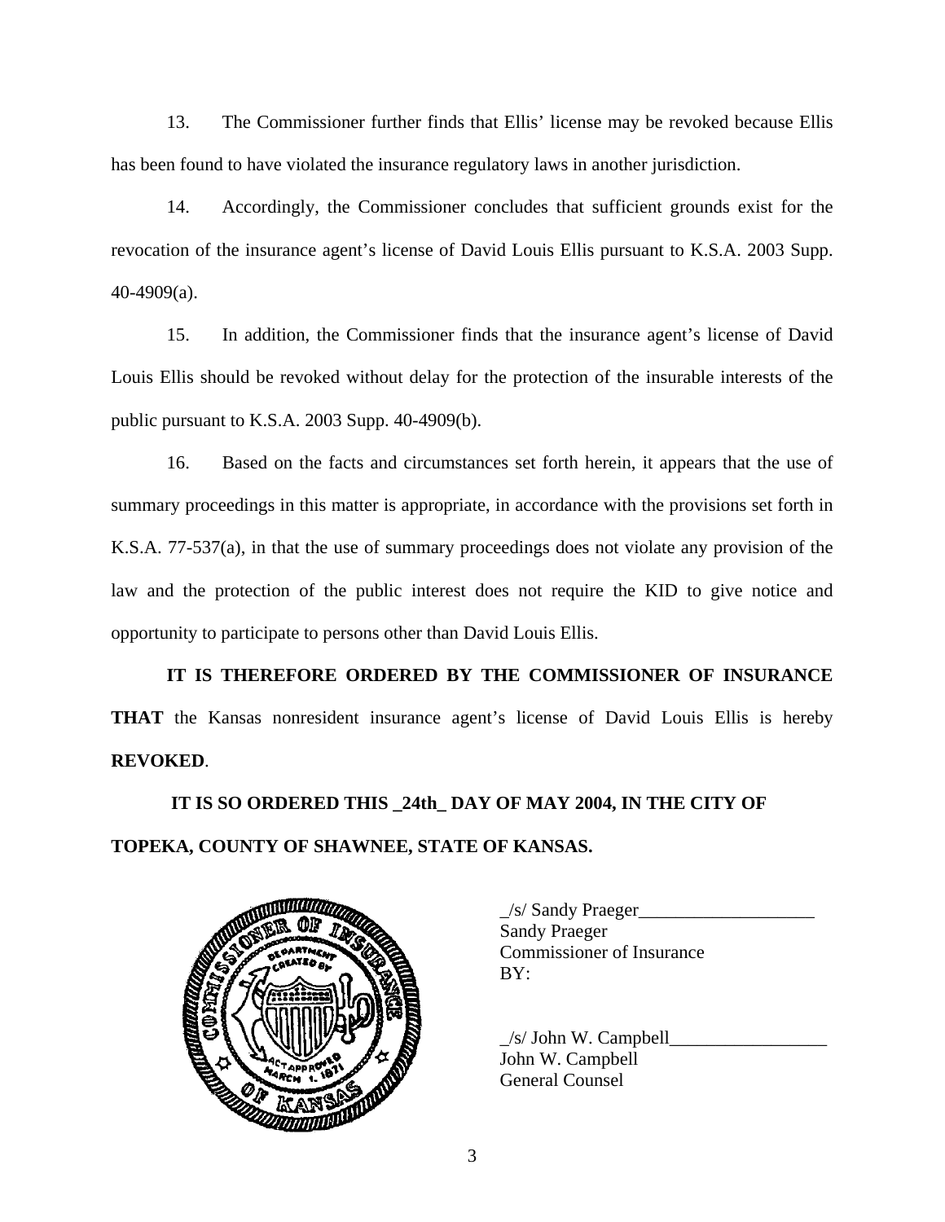13. The Commissioner further finds that Ellis' license may be revoked because Ellis has been found to have violated the insurance regulatory laws in another jurisdiction.

14. Accordingly, the Commissioner concludes that sufficient grounds exist for the revocation of the insurance agent's license of David Louis Ellis pursuant to K.S.A. 2003 Supp. 40-4909(a).

15. In addition, the Commissioner finds that the insurance agent's license of David Louis Ellis should be revoked without delay for the protection of the insurable interests of the public pursuant to K.S.A. 2003 Supp. 40-4909(b).

16. Based on the facts and circumstances set forth herein, it appears that the use of summary proceedings in this matter is appropriate, in accordance with the provisions set forth in K.S.A. 77-537(a), in that the use of summary proceedings does not violate any provision of the law and the protection of the public interest does not require the KID to give notice and opportunity to participate to persons other than David Louis Ellis.

**IT IS THEREFORE ORDERED BY THE COMMISSIONER OF INSURANCE THAT** the Kansas nonresident insurance agent's license of David Louis Ellis is hereby **REVOKED**.

**IT IS SO ORDERED THIS _24th_ DAY OF MAY 2004, IN THE CITY OF TOPEKA, COUNTY OF SHAWNEE, STATE OF KANSAS.**

_/s/ Sandy Praeger___________________
Sandy Praeger
Commissioner of Insurance
BY:

_/s/ John W. Campbell_________________
John W. Campbell
General Counsel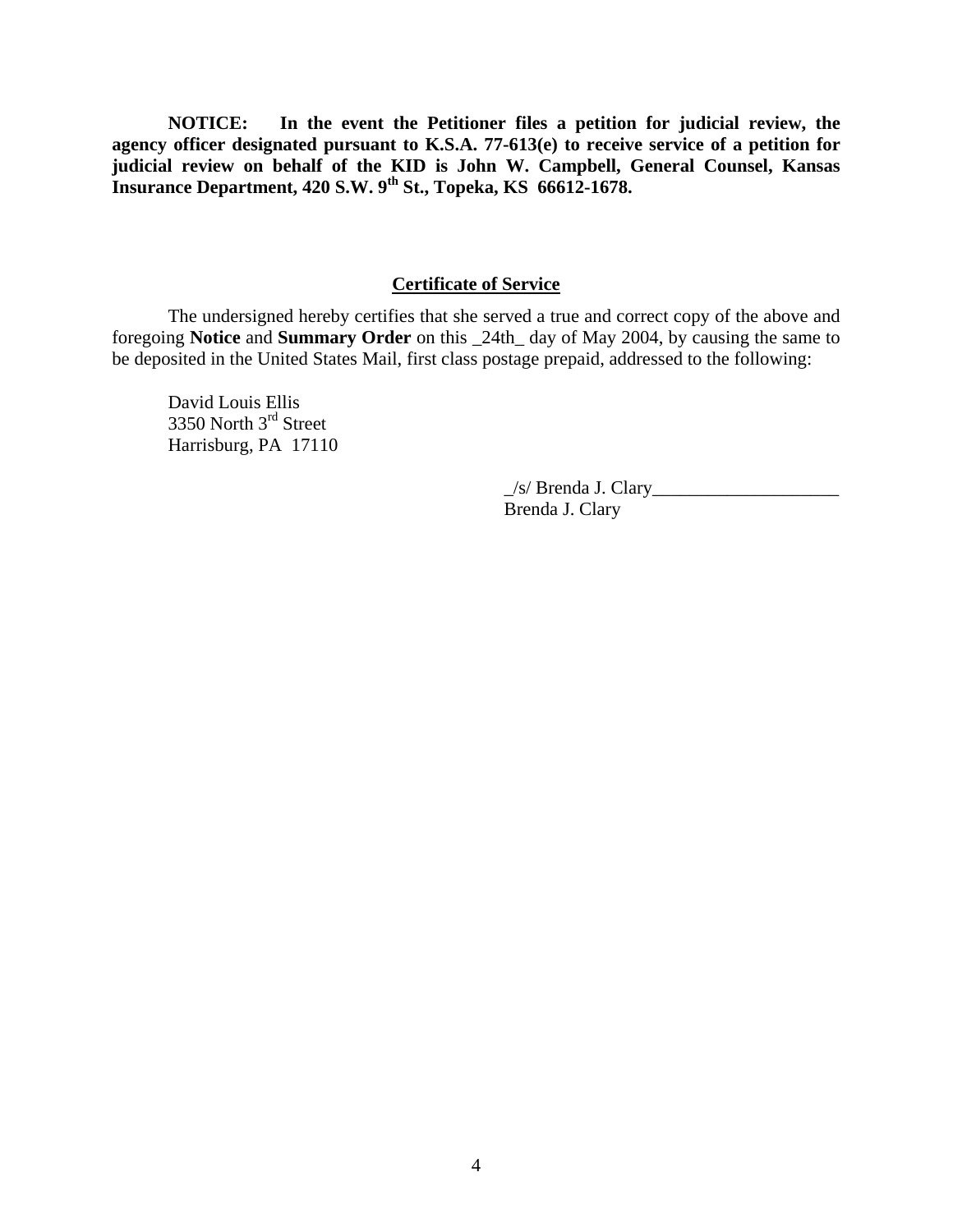**NOTICE: In the event the Petitioner files a petition for judicial review, the agency officer designated pursuant to K.S.A. 77-613(e) to receive service of a petition for judicial review on behalf of the KID is John W. Campbell, General Counsel, Kansas Insurance Department, 420 S.W. 9th St., Topeka, KS 66612-1678.**

## Certificate of Service

The undersigned hereby certifies that she served a true and correct copy of the above and foregoing **Notice** and **Summary Order** on this _24th_ day of May 2004, by causing the same to be deposited in the United States Mail, first class postage prepaid, addressed to the following:

David Louis Ellis
3350 North 3rd Street
Harrisburg, PA 17110

_/s/ Brenda J. Clary____________________
Brenda J. Clary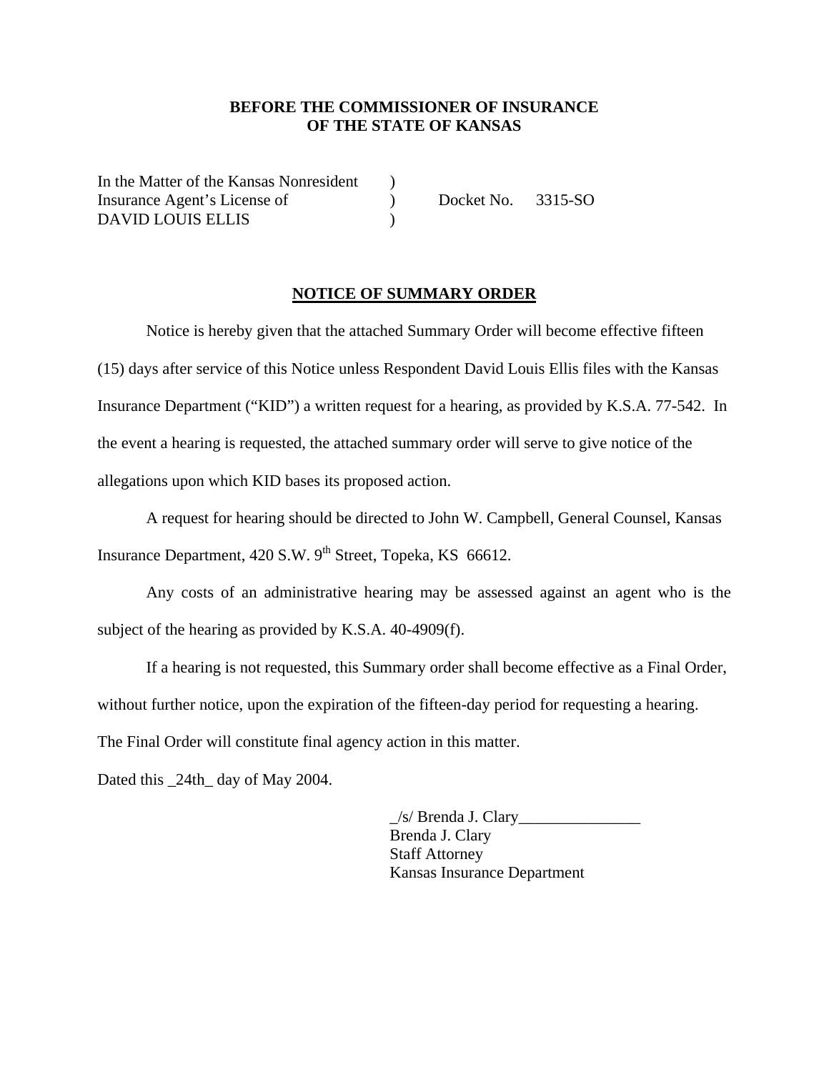**BEFORE THE COMMISSIONER OF INSURANCE**
**OF THE STATE OF KANSAS**

| | | |
|---|---|---|
| In the Matter of the Kansas Nonresident | ) | |
| Insurance Agent's License of | ) | Docket No. 3315-SO |
| DAVID LOUIS ELLIS | ) | |

**NOTICE OF SUMMARY ORDER**

Notice is hereby given that the attached Summary Order will become effective fifteen (15) days after service of this Notice unless Respondent David Louis Ellis files with the Kansas Insurance Department ("KID") a written request for a hearing, as provided by K.S.A. 77-542. In the event a hearing is requested, the attached summary order will serve to give notice of the allegations upon which KID bases its proposed action.

A request for hearing should be directed to John W. Campbell, General Counsel, Kansas Insurance Department, 420 S.W. 9th Street, Topeka, KS 66612.

Any costs of an administrative hearing may be assessed against an agent who is the subject of the hearing as provided by K.S.A. 40-4909(f).

If a hearing is not requested, this Summary order shall become effective as a Final Order, without further notice, upon the expiration of the fifteen-day period for requesting a hearing. The Final Order will constitute final agency action in this matter.

Dated this _24th_ day of May 2004.

_/s/ Brenda J. Clary_______________
Brenda J. Clary
Staff Attorney
Kansas Insurance Department